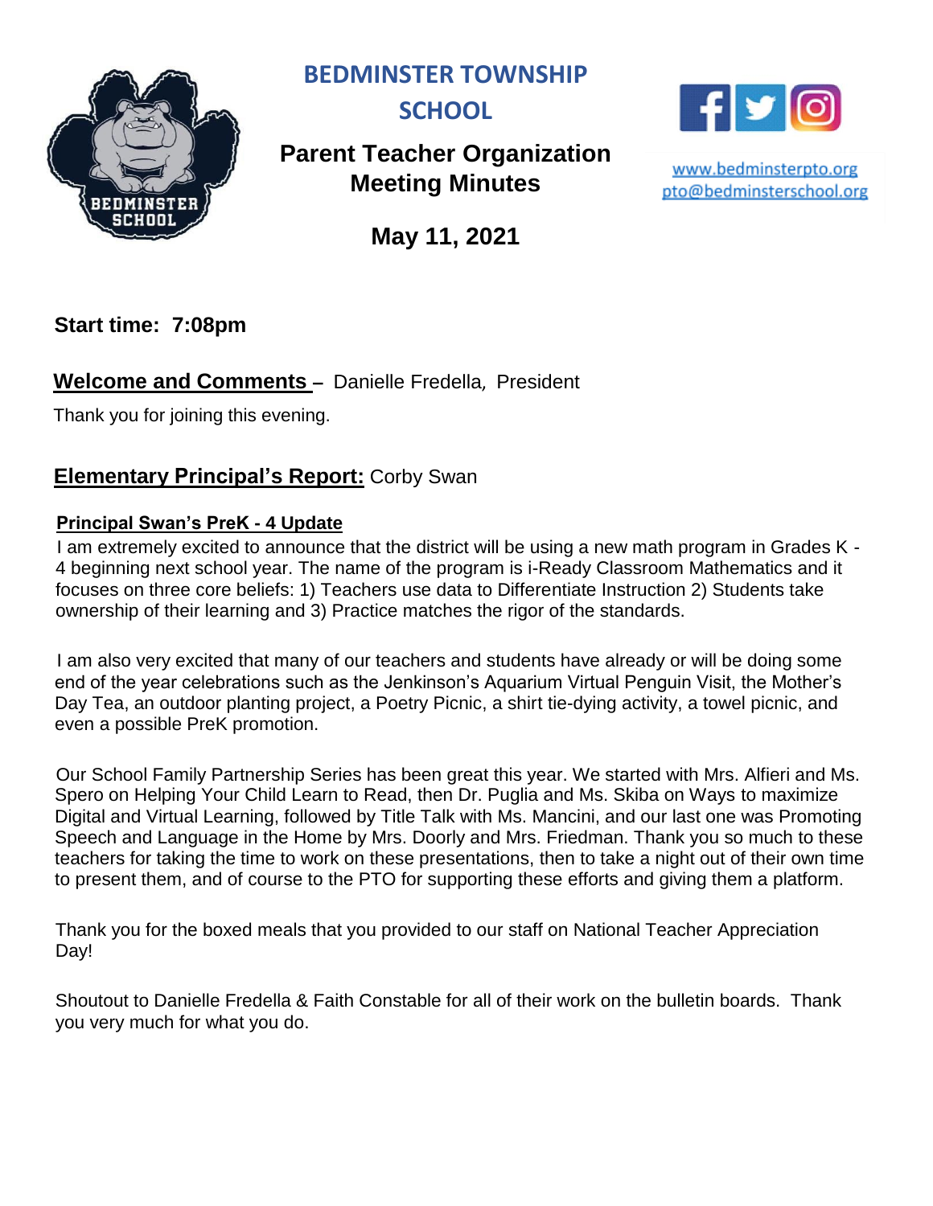# BEDMINSTER TOWNSHIP SCHOOL

## Parent Teacher Organization Meeting Minutes

www.bedminsterpto.org
pto@bedminsterschool.org

**May 11, 2021**

**Start time: 7:08pm**

**Welcome and Comments –** Danielle Fredella, President

Thank you for joining this evening.

**Elementary Principal's Report:** Corby Swan

**Principal Swan's PreK - 4 Update**

I am extremely excited to announce that the district will be using a new math program in Grades K - 4 beginning next school year. The name of the program is i-Ready Classroom Mathematics and it focuses on three core beliefs: 1) Teachers use data to Differentiate Instruction 2) Students take ownership of their learning and 3) Practice matches the rigor of the standards.

I am also very excited that many of our teachers and students have already or will be doing some end of the year celebrations such as the Jenkinson's Aquarium Virtual Penguin Visit, the Mother's Day Tea, an outdoor planting project, a Poetry Picnic, a shirt tie-dying activity, a towel picnic, and even a possible PreK promotion.

Our School Family Partnership Series has been great this year. We started with Mrs. Alfieri and Ms. Spero on Helping Your Child Learn to Read, then Dr. Puglia and Ms. Skiba on Ways to maximize Digital and Virtual Learning, followed by Title Talk with Ms. Mancini, and our last one was Promoting Speech and Language in the Home by Mrs. Doorly and Mrs. Friedman. Thank you so much to these teachers for taking the time to work on these presentations, then to take a night out of their own time to present them, and of course to the PTO for supporting these efforts and giving them a platform.

Thank you for the boxed meals that you provided to our staff on National Teacher Appreciation Day!

Shoutout to Danielle Fredella & Faith Constable for all of their work on the bulletin boards. Thank you very much for what you do.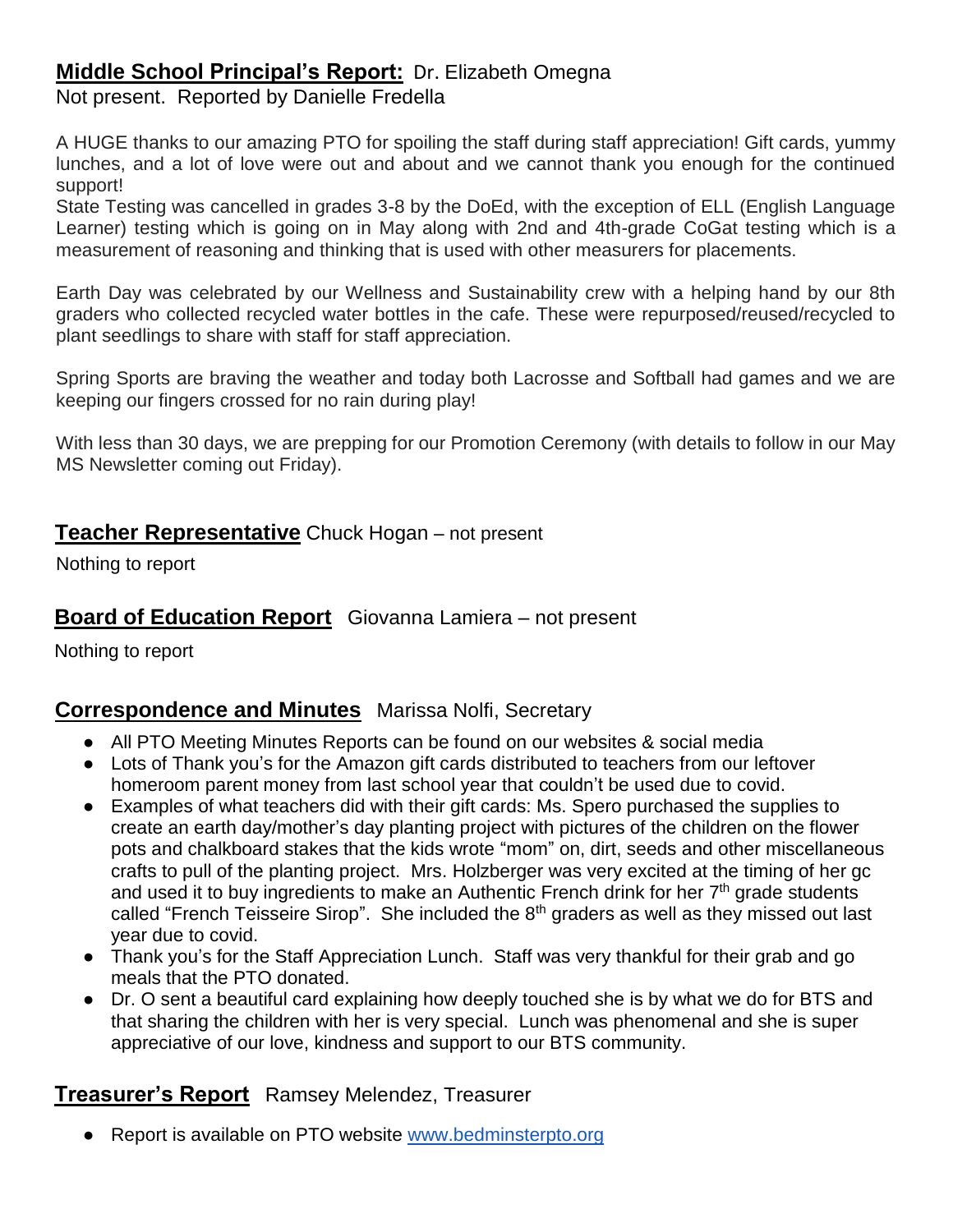**Middle School Principal's Report:** Dr. Elizabeth Omegna
Not present. Reported by Danielle Fredella

A HUGE thanks to our amazing PTO for spoiling the staff during staff appreciation! Gift cards, yummy lunches, and a lot of love were out and about and we cannot thank you enough for the continued support!
State Testing was cancelled in grades 3-8 by the DoEd, with the exception of ELL (English Language Learner) testing which is going on in May along with 2nd and 4th-grade CoGat testing which is a measurement of reasoning and thinking that is used with other measurers for placements.

Earth Day was celebrated by our Wellness and Sustainability crew with a helping hand by our 8th graders who collected recycled water bottles in the cafe. These were repurposed/reused/recycled to plant seedlings to share with staff for staff appreciation.

Spring Sports are braving the weather and today both Lacrosse and Softball had games and we are keeping our fingers crossed for no rain during play!

With less than 30 days, we are prepping for our Promotion Ceremony (with details to follow in our May MS Newsletter coming out Friday).

**Teacher Representative** Chuck Hogan – not present

Nothing to report

**Board of Education Report** Giovanna Lamiera – not present

Nothing to report

**Correspondence and Minutes** Marissa Nolfi, Secretary

- All PTO Meeting Minutes Reports can be found on our websites & social media
- Lots of Thank you's for the Amazon gift cards distributed to teachers from our leftover homeroom parent money from last school year that couldn't be used due to covid.
- Examples of what teachers did with their gift cards: Ms. Spero purchased the supplies to create an earth day/mother's day planting project with pictures of the children on the flower pots and chalkboard stakes that the kids wrote "mom" on, dirt, seeds and other miscellaneous crafts to pull of the planting project. Mrs. Holzberger was very excited at the timing of her gc and used it to buy ingredients to make an Authentic French drink for her 7th grade students called "French Teisseire Sirop". She included the 8th graders as well as they missed out last year due to covid.
- Thank you's for the Staff Appreciation Lunch. Staff was very thankful for their grab and go meals that the PTO donated.
- Dr. O sent a beautiful card explaining how deeply touched she is by what we do for BTS and that sharing the children with her is very special. Lunch was phenomenal and she is super appreciative of our love, kindness and support to our BTS community.

**Treasurer's Report** Ramsey Melendez, Treasurer

- Report is available on PTO website [www.bedminsterpto.org](http://www.bedminsterpto.org)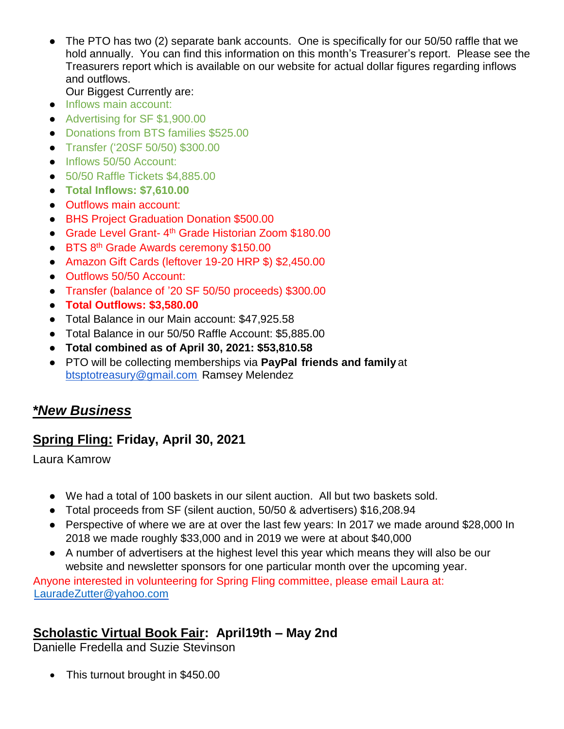- The PTO has two (2) separate bank accounts. One is specifically for our 50/50 raffle that we hold annually. You can find this information on this month's Treasurer's report. Please see the Treasurers report which is available on our website for actual dollar figures regarding inflows and outflows.
  Our Biggest Currently are:
- Inflows main account:
- Advertising for SF $1,900.00
- Donations from BTS families $525.00
- Transfer ('20SF 50/50) $300.00
- Inflows 50/50 Account:
- 50/50 Raffle Tickets $4,885.00
- **Total Inflows: $7,610.00**
- Outflows main account:
- BHS Project Graduation Donation $500.00
- Grade Level Grant- 4th Grade Historian Zoom $180.00
- BTS 8th Grade Awards ceremony $150.00
- Amazon Gift Cards (leftover 19-20 HRP $) $2,450.00
- Outflows 50/50 Account:
- Transfer (balance of '20 SF 50/50 proceeds) $300.00
- **Total Outflows: $3,580.00**
- Total Balance in our Main account: $47,925.58
- Total Balance in our 50/50 Raffle Account: $5,885.00
- **Total combined as of April 30, 2021: $53,810.58**
- PTO will be collecting memberships via **PayPal friends and family** at btsptotreasury@gmail.com Ramsey Melendez

## ***New Business***

### Spring Fling: Friday, April 30, 2021

Laura Kamrow

- We had a total of 100 baskets in our silent auction. All but two baskets sold.
- Total proceeds from SF (silent auction, 50/50 & advertisers) $16,208.94
- Perspective of where we are at over the last few years: In 2017 we made around $28,000 In 2018 we made roughly $33,000 and in 2019 we were at about $40,000
- A number of advertisers at the highest level this year which means they will also be our website and newsletter sponsors for one particular month over the upcoming year.

Anyone interested in volunteering for Spring Fling committee, please email Laura at: LauradeZutter@yahoo.com

### Scholastic Virtual Book Fair: April19th – May 2nd

Danielle Fredella and Suzie Stevinson

- This turnout brought in $450.00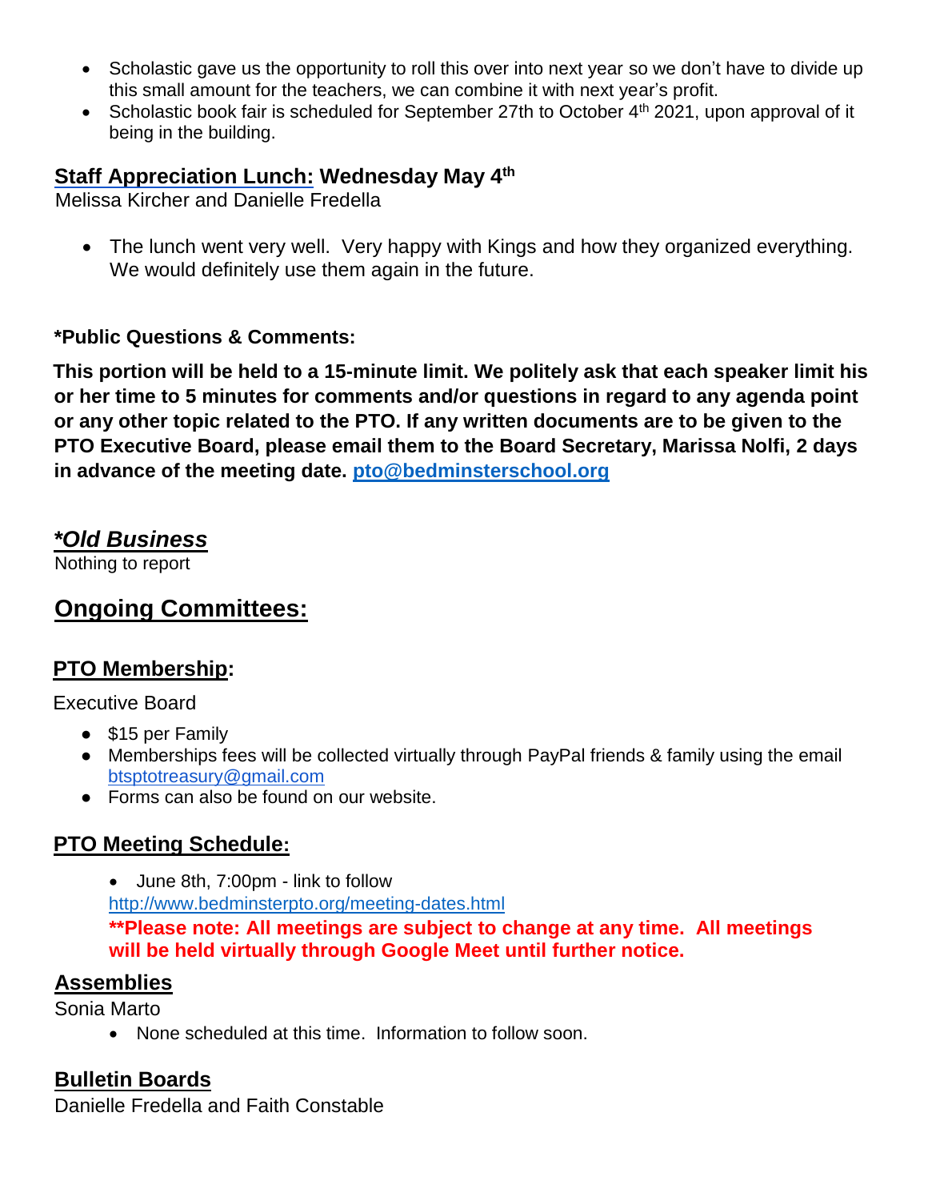- Scholastic gave us the opportunity to roll this over into next year so we don't have to divide up this small amount for the teachers, we can combine it with next year's profit.
- Scholastic book fair is scheduled for September 27th to October 4th 2021, upon approval of it being in the building.

### Staff Appreciation Lunch: Wednesday May 4th

Melissa Kircher and Danielle Fredella

- The lunch went very well. Very happy with Kings and how they organized everything. We would definitely use them again in the future.

**\*Public Questions & Comments:**

**This portion will be held to a 15-minute limit. We politely ask that each speaker limit his or her time to 5 minutes for comments and/or questions in regard to any agenda point or any other topic related to the PTO. If any written documents are to be given to the PTO Executive Board, please email them to the Board Secretary, Marissa Nolfi, 2 days in advance of the meeting date. pto@bedminsterschool.org**

### *\*Old Business*

Nothing to report

## Ongoing Committees:

### PTO Membership:

Executive Board

- $15 per Family
- Memberships fees will be collected virtually through PayPal friends & family using the email btsptotreasury@gmail.com
- Forms can also be found on our website.

### PTO Meeting Schedule:

- June 8th, 7:00pm - link to follow

http://www.bedminsterpto.org/meeting-dates.html

**\*\*Please note: All meetings are subject to change at any time. All meetings will be held virtually through Google Meet until further notice.**

### Assemblies

Sonia Marto

- None scheduled at this time. Information to follow soon.

### Bulletin Boards

Danielle Fredella and Faith Constable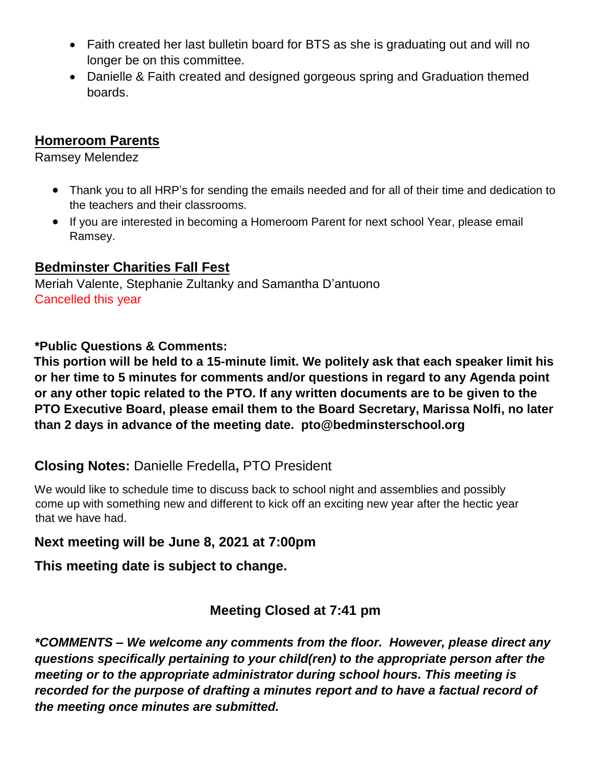- Faith created her last bulletin board for BTS as she is graduating out and will no longer be on this committee.
- Danielle & Faith created and designed gorgeous spring and Graduation themed boards.

## Homeroom Parents

Ramsey Melendez

- Thank you to all HRP's for sending the emails needed and for all of their time and dedication to the teachers and their classrooms.
- If you are interested in becoming a Homeroom Parent for next school Year, please email Ramsey.

## Bedminster Charities Fall Fest

Meriah Valente, Stephanie Zultanky and Samantha D'antuono

Cancelled this year

**\*Public Questions & Comments:**

**This portion will be held to a 15-minute limit. We politely ask that each speaker limit his or her time to 5 minutes for comments and/or questions in regard to any Agenda point or any other topic related to the PTO. If any written documents are to be given to the PTO Executive Board, please email them to the Board Secretary, Marissa Nolfi, no later than 2 days in advance of the meeting date. pto@bedminsterschool.org**

**Closing Notes:** Danielle Fredella**,** PTO President

We would like to schedule time to discuss back to school night and assemblies and possibly come up with something new and different to kick off an exciting new year after the hectic year that we have had.

**Next meeting will be June 8, 2021 at 7:00pm**

**This meeting date is subject to change.**

**Meeting Closed at 7:41 pm**

***\*COMMENTS – We welcome any comments from the floor. However, please direct any questions specifically pertaining to your child(ren) to the appropriate person after the meeting or to the appropriate administrator during school hours. This meeting is recorded for the purpose of drafting a minutes report and to have a factual record of the meeting once minutes are submitted.***